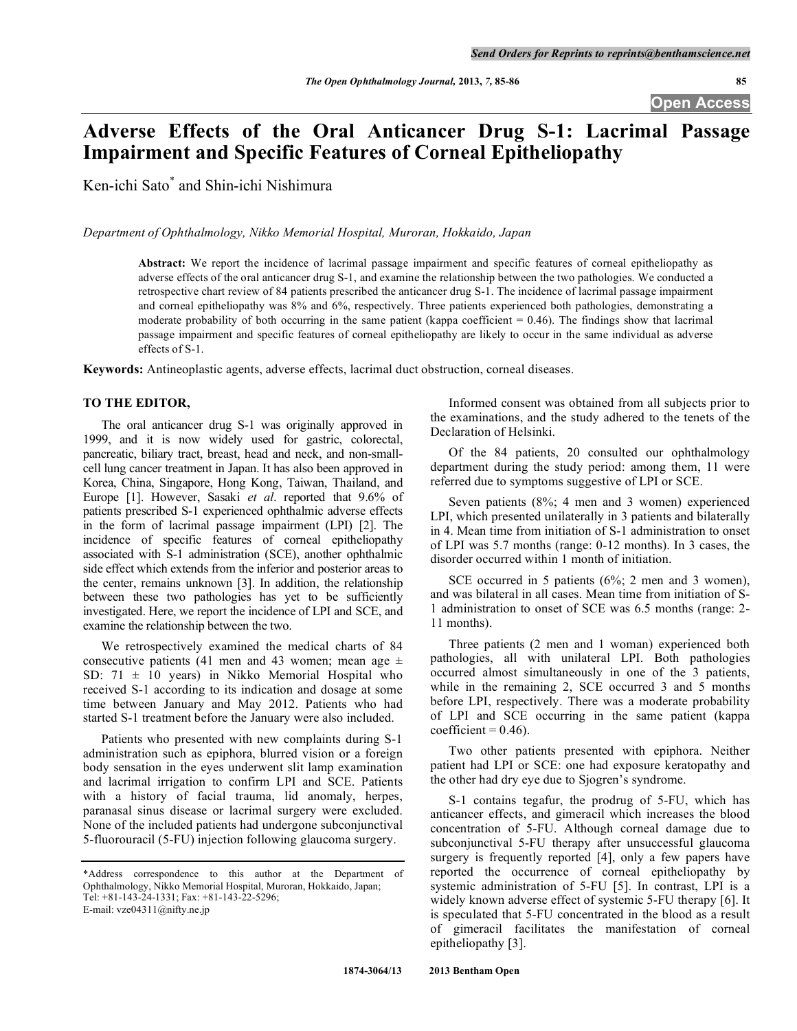# Adverse Effects of the Oral Anticancer Drug S-1: Lacrimal Passage Impairment and Specific Features of Corneal Epitheliopathy

Ken-ichi Sato* and Shin-ichi Nishimura

*Department of Ophthalmology, Nikko Memorial Hospital, Muroran, Hokkaido, Japan*

**Abstract:** We report the incidence of lacrimal passage impairment and specific features of corneal epitheliopathy as adverse effects of the oral anticancer drug S-1, and examine the relationship between the two pathologies. We conducted a retrospective chart review of 84 patients prescribed the anticancer drug S-1. The incidence of lacrimal passage impairment and corneal epitheliopathy was 8% and 6%, respectively. Three patients experienced both pathologies, demonstrating a moderate probability of both occurring in the same patient (kappa coefficient = 0.46). The findings show that lacrimal passage impairment and specific features of corneal epitheliopathy are likely to occur in the same individual as adverse effects of S-1.

**Keywords:** Antineoplastic agents, adverse effects, lacrimal duct obstruction, corneal diseases.

## TO THE EDITOR,

The oral anticancer drug S-1 was originally approved in 1999, and it is now widely used for gastric, colorectal, pancreatic, biliary tract, breast, head and neck, and non-small-cell lung cancer treatment in Japan. It has also been approved in Korea, China, Singapore, Hong Kong, Taiwan, Thailand, and Europe [1]. However, Sasaki *et al*. reported that 9.6% of patients prescribed S-1 experienced ophthalmic adverse effects in the form of lacrimal passage impairment (LPI) [2]. The incidence of specific features of corneal epitheliopathy associated with S-1 administration (SCE), another ophthalmic side effect which extends from the inferior and posterior areas to the center, remains unknown [3]. In addition, the relationship between these two pathologies has yet to be sufficiently investigated. Here, we report the incidence of LPI and SCE, and examine the relationship between the two.

We retrospectively examined the medical charts of 84 consecutive patients (41 men and 43 women; mean age ± SD: 71 ± 10 years) in Nikko Memorial Hospital who received S-1 according to its indication and dosage at some time between January and May 2012. Patients who had started S-1 treatment before the January were also included.

Patients who presented with new complaints during S-1 administration such as epiphora, blurred vision or a foreign body sensation in the eyes underwent slit lamp examination and lacrimal irrigation to confirm LPI and SCE. Patients with a history of facial trauma, lid anomaly, herpes, paranasal sinus disease or lacrimal surgery were excluded. None of the included patients had undergone subconjunctival 5-fluorouracil (5-FU) injection following glaucoma surgery.

Informed consent was obtained from all subjects prior to the examinations, and the study adhered to the tenets of the Declaration of Helsinki.

Of the 84 patients, 20 consulted our ophthalmology department during the study period: among them, 11 were referred due to symptoms suggestive of LPI or SCE.

Seven patients (8%; 4 men and 3 women) experienced LPI, which presented unilaterally in 3 patients and bilaterally in 4. Mean time from initiation of S-1 administration to onset of LPI was 5.7 months (range: 0-12 months). In 3 cases, the disorder occurred within 1 month of initiation.

SCE occurred in 5 patients (6%; 2 men and 3 women), and was bilateral in all cases. Mean time from initiation of S-1 administration to onset of SCE was 6.5 months (range: 2-11 months).

Three patients (2 men and 1 woman) experienced both pathologies, all with unilateral LPI. Both pathologies occurred almost simultaneously in one of the 3 patients, while in the remaining 2, SCE occurred 3 and 5 months before LPI, respectively. There was a moderate probability of LPI and SCE occurring in the same patient (kappa coefficient = 0.46).

Two other patients presented with epiphora. Neither patient had LPI or SCE: one had exposure keratopathy and the other had dry eye due to Sjogren's syndrome.

S-1 contains tegafur, the prodrug of 5-FU, which has anticancer effects, and gimeracil which increases the blood concentration of 5-FU. Although corneal damage due to subconjunctival 5-FU therapy after unsuccessful glaucoma surgery is frequently reported [4], only a few papers have reported the occurrence of corneal epitheliopathy by systemic administration of 5-FU [5]. In contrast, LPI is a widely known adverse effect of systemic 5-FU therapy [6]. It is speculated that 5-FU concentrated in the blood as a result of gimeracil facilitates the manifestation of corneal epitheliopathy [3].

*Address correspondence to this author at the Department of Ophthalmology, Nikko Memorial Hospital, Muroran, Hokkaido, Japan; Tel: +81-143-24-1331; Fax: +81-143-22-5296; E-mail: vze04311@nifty.ne.jp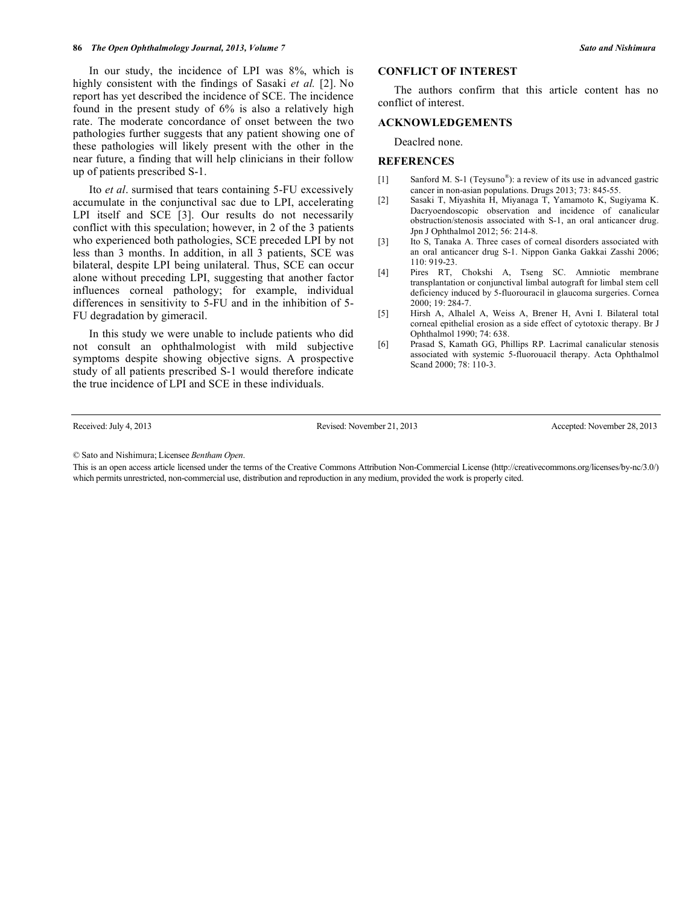In our study, the incidence of LPI was 8%, which is highly consistent with the findings of Sasaki *et al.* [2]. No report has yet described the incidence of SCE. The incidence found in the present study of 6% is also a relatively high rate. The moderate concordance of onset between the two pathologies further suggests that any patient showing one of these pathologies will likely present with the other in the near future, a finding that will help clinicians in their follow up of patients prescribed S-1.

Ito *et al*. surmised that tears containing 5-FU excessively accumulate in the conjunctival sac due to LPI, accelerating LPI itself and SCE [3]. Our results do not necessarily conflict with this speculation; however, in 2 of the 3 patients who experienced both pathologies, SCE preceded LPI by not less than 3 months. In addition, in all 3 patients, SCE was bilateral, despite LPI being unilateral. Thus, SCE can occur alone without preceding LPI, suggesting that another factor influences corneal pathology; for example, individual differences in sensitivity to 5-FU and in the inhibition of 5-FU degradation by gimeracil.

In this study we were unable to include patients who did not consult an ophthalmologist with mild subjective symptoms despite showing objective signs. A prospective study of all patients prescribed S-1 would therefore indicate the true incidence of LPI and SCE in these individuals.

## CONFLICT OF INTEREST

The authors confirm that this article content has no conflict of interest.

## ACKNOWLEDGEMENTS

Deaclred none.

## REFERENCES

[1] Sanford M. S-1 (Teysuno®): a review of its use in advanced gastric cancer in non-asian populations. Drugs 2013; 73: 845-55.

[2] Sasaki T, Miyashita H, Miyanaga T, Yamamoto K, Sugiyama K. Dacryoendoscopic observation and incidence of canalicular obstruction/stenosis associated with S-1, an oral anticancer drug. Jpn J Ophthalmol 2012; 56: 214-8.

[3] Ito S, Tanaka A. Three cases of corneal disorders associated with an oral anticancer drug S-1. Nippon Ganka Gakkai Zasshi 2006; 110: 919-23.

[4] Pires RT, Chokshi A, Tseng SC. Amniotic membrane transplantation or conjunctival limbal autograft for limbal stem cell deficiency induced by 5-fluorouracil in glaucoma surgeries. Cornea 2000; 19: 284-7.

[5] Hirsh A, Alhalel A, Weiss A, Brener H, Avni I. Bilateral total corneal epithelial erosion as a side effect of cytotoxic therapy. Br J Ophthalmol 1990; 74: 638.

[6] Prasad S, Kamath GG, Phillips RP. Lacrimal canalicular stenosis associated with systemic 5-fluorouacil therapy. Acta Ophthalmol Scand 2000; 78: 110-3.

Received: July 4, 2013 Revised: November 21, 2013 Accepted: November 28, 2013

© Sato and Nishimura; Licensee *Bentham Open*.

This is an open access article licensed under the terms of the Creative Commons Attribution Non-Commercial License (http://creativecommons.org/licenses/by-nc/3.0/) which permits unrestricted, non-commercial use, distribution and reproduction in any medium, provided the work is properly cited.